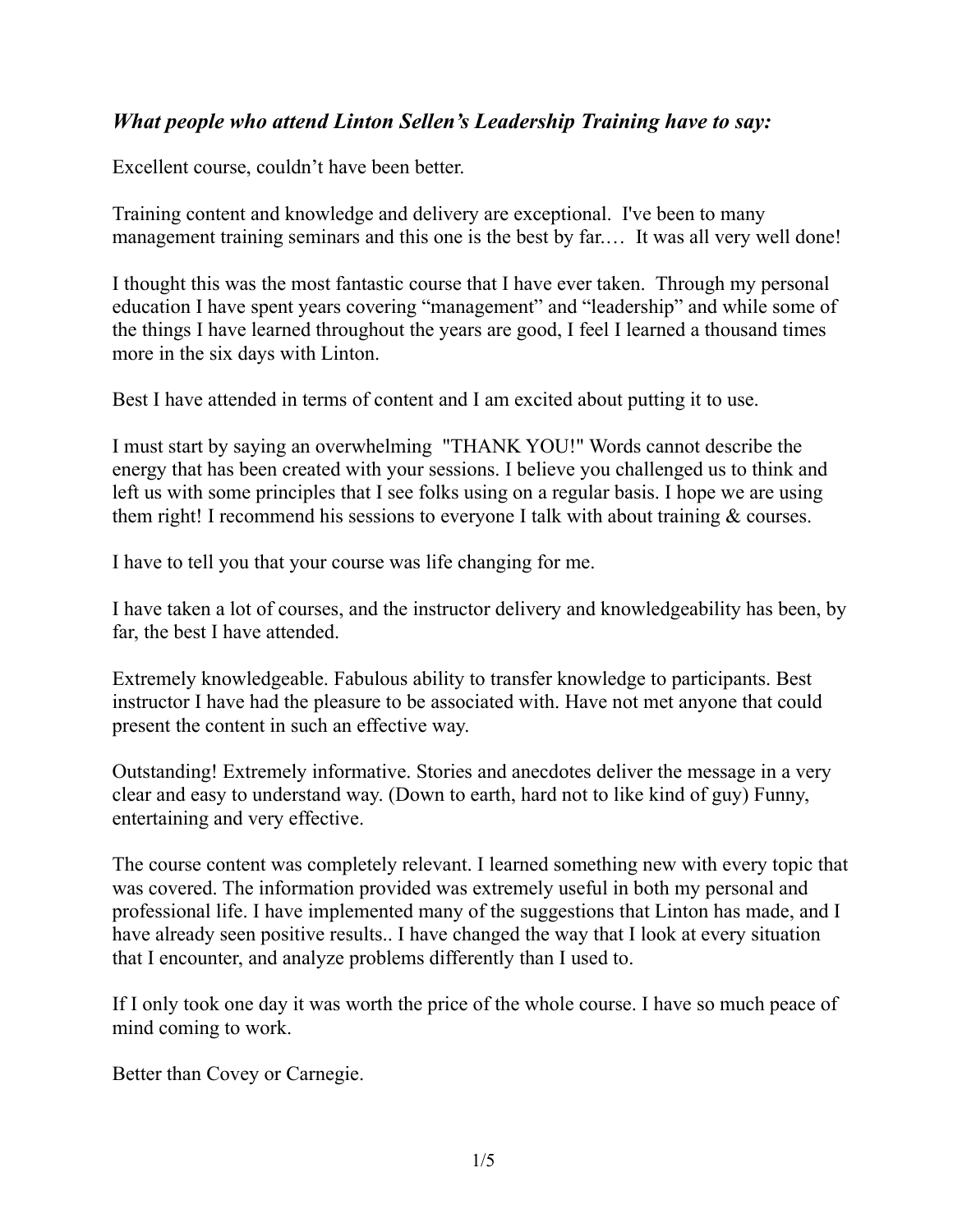### *What people who attend Linton Sellen's Leadership Training have to say:*

Excellent course, couldn't have been better.

Training content and knowledge and delivery are exceptional. I've been to many management training seminars and this one is the best by far.… It was all very well done!

I thought this was the most fantastic course that I have ever taken. Through my personal education I have spent years covering "management" and "leadership" and while some of the things I have learned throughout the years are good, I feel I learned a thousand times more in the six days with Linton.

Best I have attended in terms of content and I am excited about putting it to use.

I must start by saying an overwhelming "THANK YOU!" Words cannot describe the energy that has been created with your sessions. I believe you challenged us to think and left us with some principles that I see folks using on a regular basis. I hope we are using them right! I recommend his sessions to everyone I talk with about training & courses.

I have to tell you that your course was life changing for me.

I have taken a lot of courses, and the instructor delivery and knowledgeability has been, by far, the best I have attended.

Extremely knowledgeable. Fabulous ability to transfer knowledge to participants. Best instructor I have had the pleasure to be associated with. Have not met anyone that could present the content in such an effective way.

Outstanding! Extremely informative. Stories and anecdotes deliver the message in a very clear and easy to understand way. (Down to earth, hard not to like kind of guy) Funny, entertaining and very effective.

The course content was completely relevant. I learned something new with every topic that was covered. The information provided was extremely useful in both my personal and professional life. I have implemented many of the suggestions that Linton has made, and I have already seen positive results.. I have changed the way that I look at every situation that I encounter, and analyze problems differently than I used to.

If I only took one day it was worth the price of the whole course. I have so much peace of mind coming to work.

Better than Covey or Carnegie.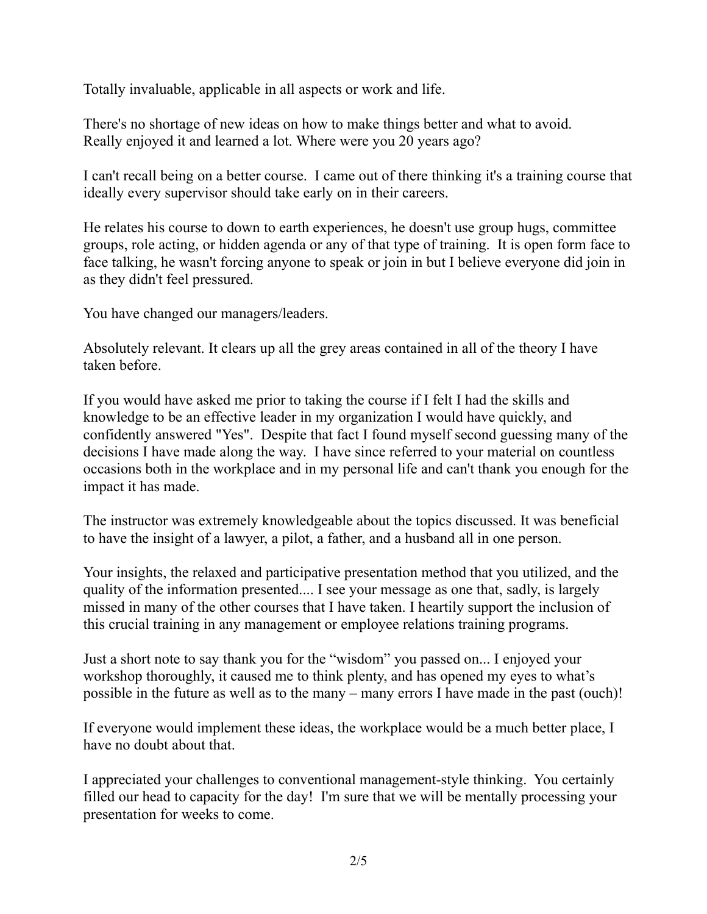Totally invaluable, applicable in all aspects or work and life.

There's no shortage of new ideas on how to make things better and what to avoid. Really enjoyed it and learned a lot. Where were you 20 years ago?

I can't recall being on a better course. I came out of there thinking it's a training course that ideally every supervisor should take early on in their careers.

He relates his course to down to earth experiences, he doesn't use group hugs, committee groups, role acting, or hidden agenda or any of that type of training. It is open form face to face talking, he wasn't forcing anyone to speak or join in but I believe everyone did join in as they didn't feel pressured.

You have changed our managers/leaders.

Absolutely relevant. It clears up all the grey areas contained in all of the theory I have taken before.

If you would have asked me prior to taking the course if I felt I had the skills and knowledge to be an effective leader in my organization I would have quickly, and confidently answered "Yes". Despite that fact I found myself second guessing many of the decisions I have made along the way. I have since referred to your material on countless occasions both in the workplace and in my personal life and can't thank you enough for the impact it has made.

The instructor was extremely knowledgeable about the topics discussed. It was beneficial to have the insight of a lawyer, a pilot, a father, and a husband all in one person.

Your insights, the relaxed and participative presentation method that you utilized, and the quality of the information presented.... I see your message as one that, sadly, is largely missed in many of the other courses that I have taken. I heartily support the inclusion of this crucial training in any management or employee relations training programs.

Just a short note to say thank you for the "wisdom" you passed on... I enjoyed your workshop thoroughly, it caused me to think plenty, and has opened my eyes to what's possible in the future as well as to the many – many errors I have made in the past (ouch)!

If everyone would implement these ideas, the workplace would be a much better place, I have no doubt about that.

I appreciated your challenges to conventional management-style thinking. You certainly filled our head to capacity for the day! I'm sure that we will be mentally processing your presentation for weeks to come.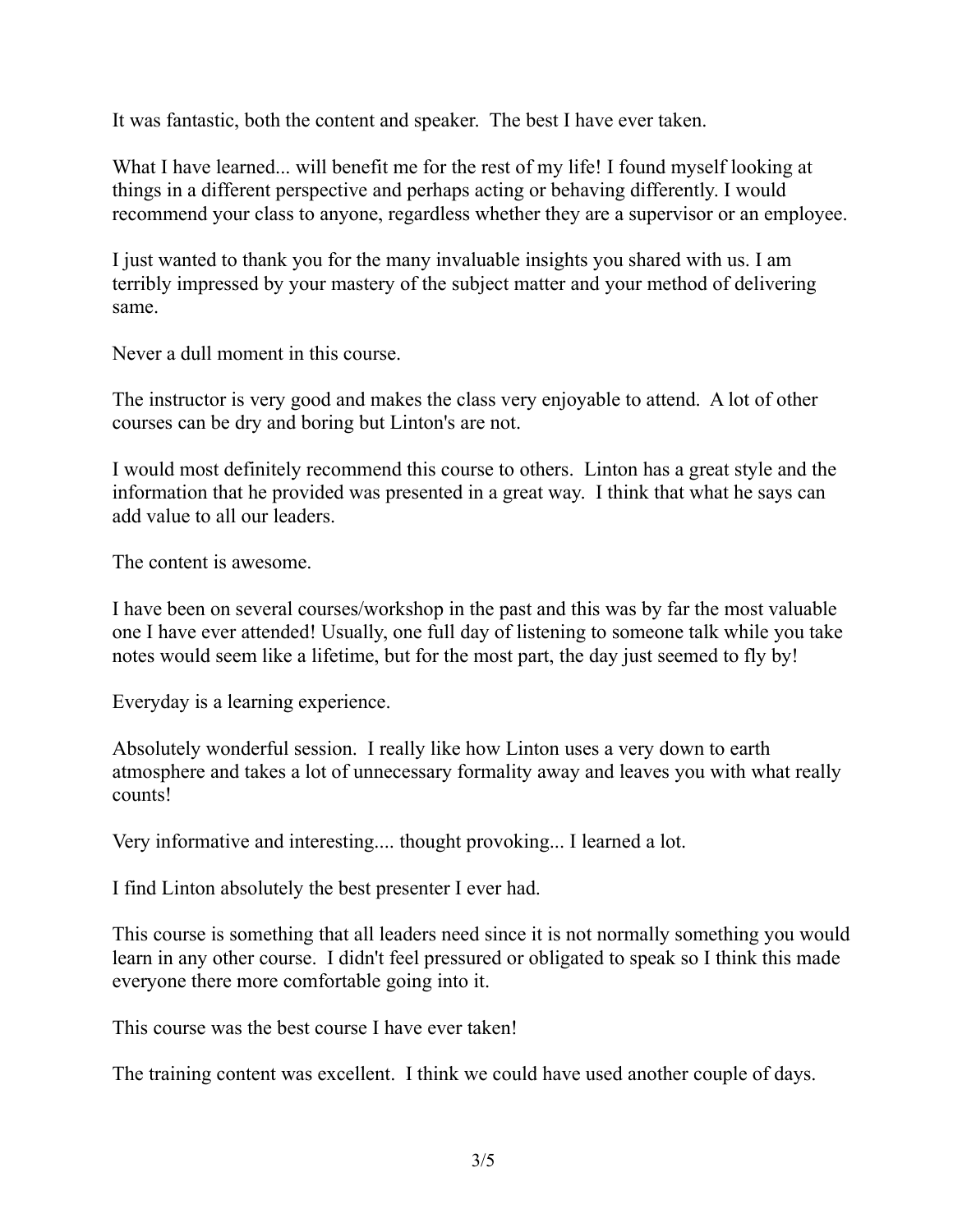It was fantastic, both the content and speaker. The best I have ever taken.

What I have learned... will benefit me for the rest of my life! I found myself looking at things in a different perspective and perhaps acting or behaving differently. I would recommend your class to anyone, regardless whether they are a supervisor or an employee.

I just wanted to thank you for the many invaluable insights you shared with us. I am terribly impressed by your mastery of the subject matter and your method of delivering same.

Never a dull moment in this course.

The instructor is very good and makes the class very enjoyable to attend. A lot of other courses can be dry and boring but Linton's are not.

I would most definitely recommend this course to others. Linton has a great style and the information that he provided was presented in a great way. I think that what he says can add value to all our leaders.

The content is awesome.

I have been on several courses/workshop in the past and this was by far the most valuable one I have ever attended! Usually, one full day of listening to someone talk while you take notes would seem like a lifetime, but for the most part, the day just seemed to fly by!

Everyday is a learning experience.

Absolutely wonderful session. I really like how Linton uses a very down to earth atmosphere and takes a lot of unnecessary formality away and leaves you with what really counts!

Very informative and interesting.... thought provoking... I learned a lot.

I find Linton absolutely the best presenter I ever had.

This course is something that all leaders need since it is not normally something you would learn in any other course. I didn't feel pressured or obligated to speak so I think this made everyone there more comfortable going into it.

This course was the best course I have ever taken!

The training content was excellent. I think we could have used another couple of days.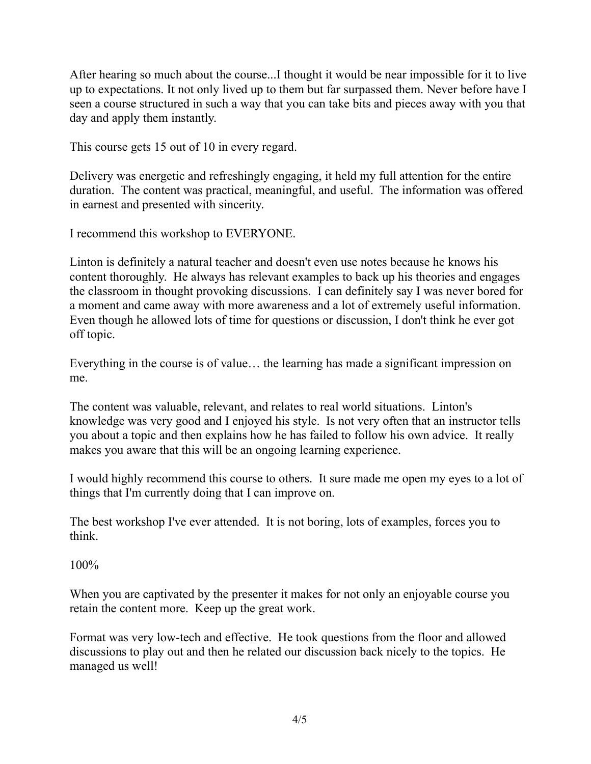After hearing so much about the course...I thought it would be near impossible for it to live up to expectations. It not only lived up to them but far surpassed them. Never before have I seen a course structured in such a way that you can take bits and pieces away with you that day and apply them instantly.

This course gets 15 out of 10 in every regard.

Delivery was energetic and refreshingly engaging, it held my full attention for the entire duration. The content was practical, meaningful, and useful. The information was offered in earnest and presented with sincerity.

I recommend this workshop to EVERYONE.

Linton is definitely a natural teacher and doesn't even use notes because he knows his content thoroughly. He always has relevant examples to back up his theories and engages the classroom in thought provoking discussions. I can definitely say I was never bored for a moment and came away with more awareness and a lot of extremely useful information. Even though he allowed lots of time for questions or discussion, I don't think he ever got off topic.

Everything in the course is of value… the learning has made a significant impression on me.

The content was valuable, relevant, and relates to real world situations. Linton's knowledge was very good and I enjoyed his style. Is not very often that an instructor tells you about a topic and then explains how he has failed to follow his own advice. It really makes you aware that this will be an ongoing learning experience.

I would highly recommend this course to others. It sure made me open my eyes to a lot of things that I'm currently doing that I can improve on.

The best workshop I've ever attended. It is not boring, lots of examples, forces you to think.

100%

When you are captivated by the presenter it makes for not only an enjoyable course you retain the content more. Keep up the great work.

Format was very low-tech and effective. He took questions from the floor and allowed discussions to play out and then he related our discussion back nicely to the topics. He managed us well!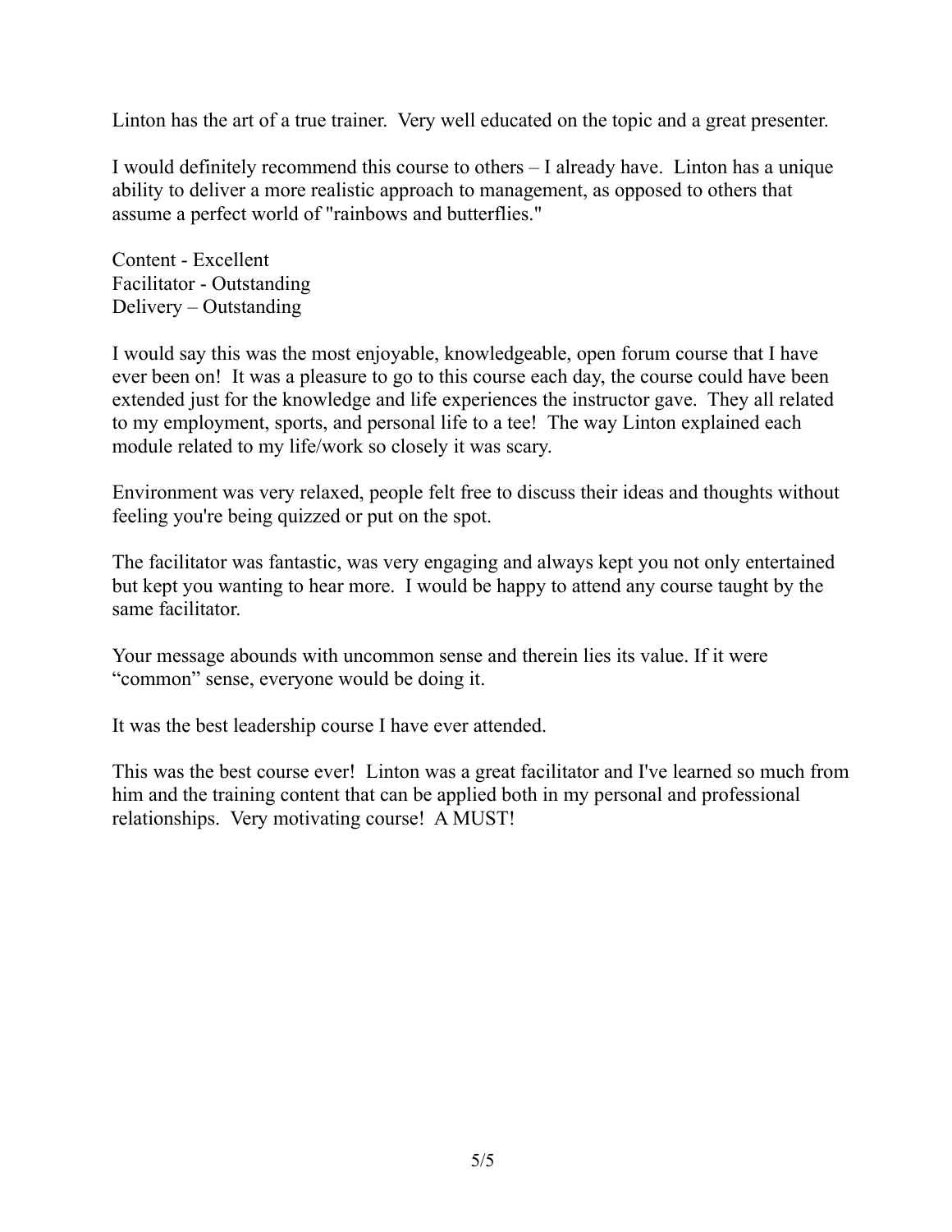Linton has the art of a true trainer.  Very well educated on the topic and a great presenter.

I would definitely recommend this course to others – I already have.  Linton has a unique ability to deliver a more realistic approach to management, as opposed to others that assume a perfect world of "rainbows and butterflies."

Content - Excellent
Facilitator - Outstanding
Delivery – Outstanding

I would say this was the most enjoyable, knowledgeable, open forum course that I have ever been on!  It was a pleasure to go to this course each day, the course could have been extended just for the knowledge and life experiences the instructor gave.  They all related to my employment, sports, and personal life to a tee!  The way Linton explained each module related to my life/work so closely it was scary.

Environment was very relaxed, people felt free to discuss their ideas and thoughts without feeling you're being quizzed or put on the spot.

The facilitator was fantastic, was very engaging and always kept you not only entertained but kept you wanting to hear more.  I would be happy to attend any course taught by the same facilitator.

Your message abounds with uncommon sense and therein lies its value. If it were “common” sense, everyone would be doing it.

It was the best leadership course I have ever attended.

This was the best course ever!  Linton was a great facilitator and I've learned so much from him and the training content that can be applied both in my personal and professional relationships.  Very motivating course!  A MUST!